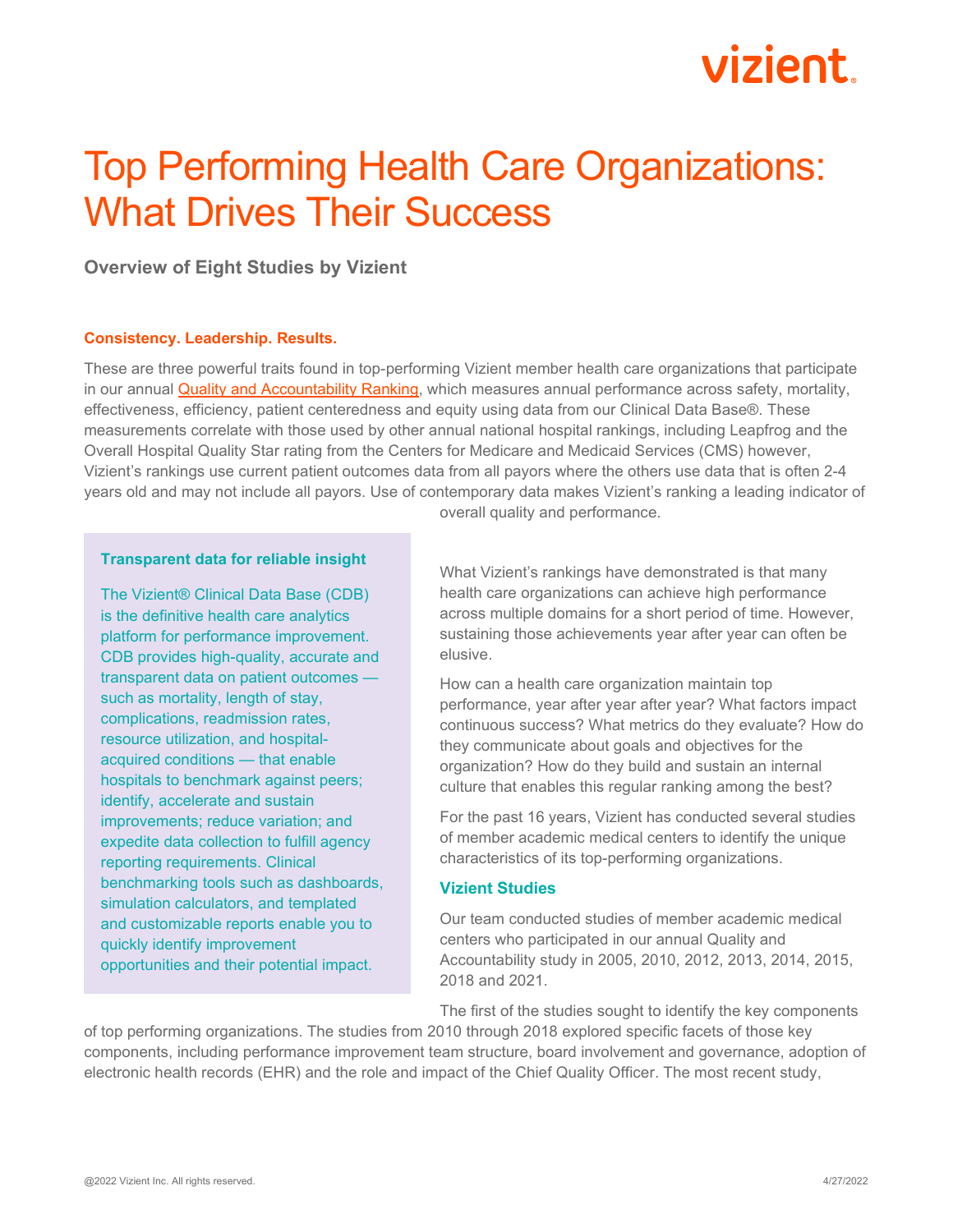# Top Performing Health Care Organizations: What Drives Their Success

**Overview of Eight Studies by Vizient**

**Consistency. Leadership. Results.**

These are three powerful traits found in top-performing Vizient member health care organizations that participate in our annual Quality and Accountability Ranking, which measures annual performance across safety, mortality, effectiveness, efficiency, patient centeredness and equity using data from our Clinical Data Base®. These measurements correlate with those used by other annual national hospital rankings, including Leapfrog and the Overall Hospital Quality Star rating from the Centers for Medicare and Medicaid Services (CMS) however, Vizient's rankings use current patient outcomes data from all payors where the others use data that is often 2-4 years old and may not include all payors. Use of contemporary data makes Vizient's ranking a leading indicator of overall quality and performance.

> **Transparent data for reliable insight**
>
> The Vizient® Clinical Data Base (CDB) is the definitive health care analytics platform for performance improvement. CDB provides high-quality, accurate and transparent data on patient outcomes — such as mortality, length of stay, complications, readmission rates, resource utilization, and hospital-acquired conditions — that enable hospitals to benchmark against peers; identify, accelerate and sustain improvements; reduce variation; and expedite data collection to fulfill agency reporting requirements. Clinical benchmarking tools such as dashboards, simulation calculators, and templated and customizable reports enable you to quickly identify improvement opportunities and their potential impact.

What Vizient's rankings have demonstrated is that many health care organizations can achieve high performance across multiple domains for a short period of time. However, sustaining those achievements year after year can often be elusive.

How can a health care organization maintain top performance, year after year after year? What factors impact continuous success? What metrics do they evaluate? How do they communicate about goals and objectives for the organization? How do they build and sustain an internal culture that enables this regular ranking among the best?

For the past 16 years, Vizient has conducted several studies of member academic medical centers to identify the unique characteristics of its top-performing organizations.

## Vizient Studies

Our team conducted studies of member academic medical centers who participated in our annual Quality and Accountability study in 2005, 2010, 2012, 2013, 2014, 2015, 2018 and 2021.

The first of the studies sought to identify the key components of top performing organizations. The studies from 2010 through 2018 explored specific facets of those key components, including performance improvement team structure, board involvement and governance, adoption of electronic health records (EHR) and the role and impact of the Chief Quality Officer. The most recent study,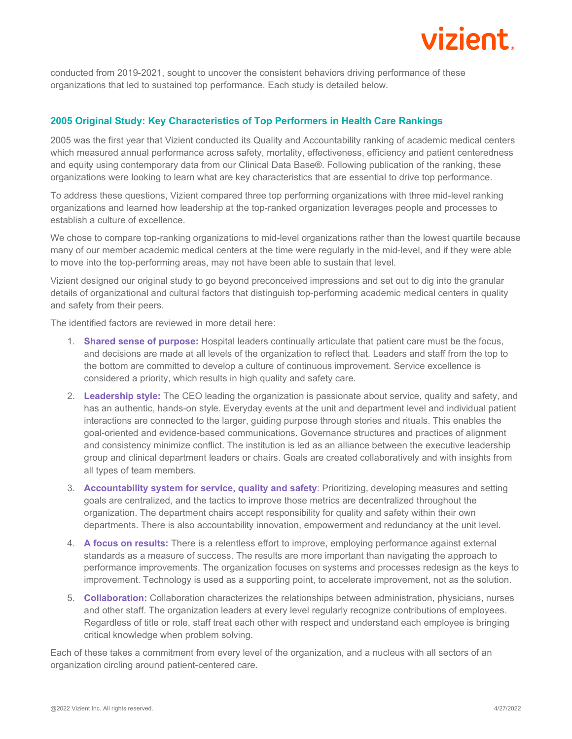conducted from 2019-2021, sought to uncover the consistent behaviors driving performance of these organizations that led to sustained top performance. Each study is detailed below.

### 2005 Original Study: Key Characteristics of Top Performers in Health Care Rankings

2005 was the first year that Vizient conducted its Quality and Accountability ranking of academic medical centers which measured annual performance across safety, mortality, effectiveness, efficiency and patient centeredness and equity using contemporary data from our Clinical Data Base®. Following publication of the ranking, these organizations were looking to learn what are key characteristics that are essential to drive top performance.

To address these questions, Vizient compared three top performing organizations with three mid-level ranking organizations and learned how leadership at the top-ranked organization leverages people and processes to establish a culture of excellence.

We chose to compare top-ranking organizations to mid-level organizations rather than the lowest quartile because many of our member academic medical centers at the time were regularly in the mid-level, and if they were able to move into the top-performing areas, may not have been able to sustain that level.

Vizient designed our original study to go beyond preconceived impressions and set out to dig into the granular details of organizational and cultural factors that distinguish top-performing academic medical centers in quality and safety from their peers.

The identified factors are reviewed in more detail here:

1. **Shared sense of purpose:** Hospital leaders continually articulate that patient care must be the focus, and decisions are made at all levels of the organization to reflect that. Leaders and staff from the top to the bottom are committed to develop a culture of continuous improvement. Service excellence is considered a priority, which results in high quality and safety care.
2. **Leadership style:** The CEO leading the organization is passionate about service, quality and safety, and has an authentic, hands-on style. Everyday events at the unit and department level and individual patient interactions are connected to the larger, guiding purpose through stories and rituals. This enables the goal-oriented and evidence-based communications. Governance structures and practices of alignment and consistency minimize conflict. The institution is led as an alliance between the executive leadership group and clinical department leaders or chairs. Goals are created collaboratively and with insights from all types of team members.
3. **Accountability system for service, quality and safety**: Prioritizing, developing measures and setting goals are centralized, and the tactics to improve those metrics are decentralized throughout the organization. The department chairs accept responsibility for quality and safety within their own departments. There is also accountability innovation, empowerment and redundancy at the unit level.
4. **A focus on results:** There is a relentless effort to improve, employing performance against external standards as a measure of success. The results are more important than navigating the approach to performance improvements. The organization focuses on systems and processes redesign as the keys to improvement. Technology is used as a supporting point, to accelerate improvement, not as the solution.
5. **Collaboration:** Collaboration characterizes the relationships between administration, physicians, nurses and other staff. The organization leaders at every level regularly recognize contributions of employees. Regardless of title or role, staff treat each other with respect and understand each employee is bringing critical knowledge when problem solving.

Each of these takes a commitment from every level of the organization, and a nucleus with all sectors of an organization circling around patient-centered care.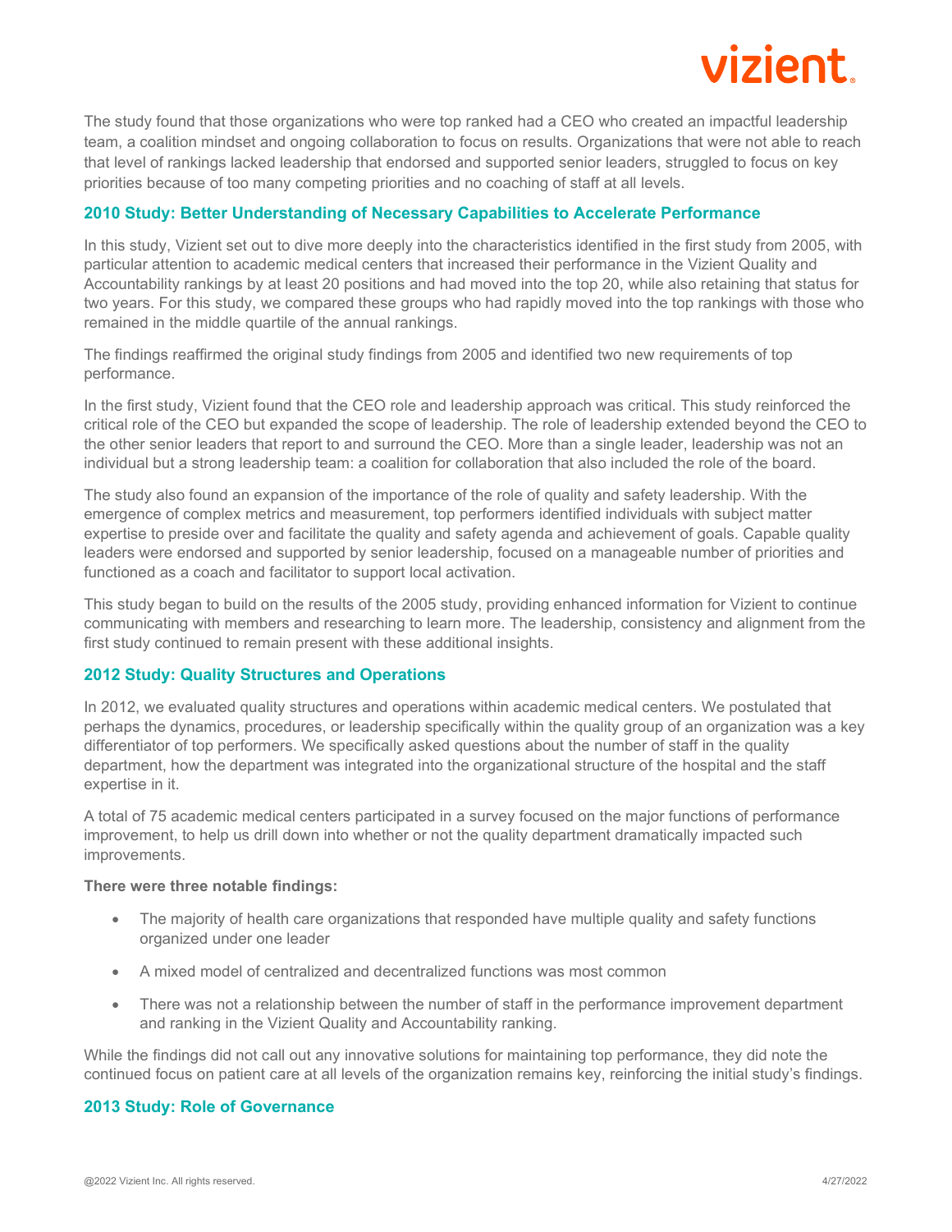The study found that those organizations who were top ranked had a CEO who created an impactful leadership team, a coalition mindset and ongoing collaboration to focus on results. Organizations that were not able to reach that level of rankings lacked leadership that endorsed and supported senior leaders, struggled to focus on key priorities because of too many competing priorities and no coaching of staff at all levels.

### 2010 Study: Better Understanding of Necessary Capabilities to Accelerate Performance

In this study, Vizient set out to dive more deeply into the characteristics identified in the first study from 2005, with particular attention to academic medical centers that increased their performance in the Vizient Quality and Accountability rankings by at least 20 positions and had moved into the top 20, while also retaining that status for two years. For this study, we compared these groups who had rapidly moved into the top rankings with those who remained in the middle quartile of the annual rankings.

The findings reaffirmed the original study findings from 2005 and identified two new requirements of top performance.

In the first study, Vizient found that the CEO role and leadership approach was critical. This study reinforced the critical role of the CEO but expanded the scope of leadership. The role of leadership extended beyond the CEO to the other senior leaders that report to and surround the CEO. More than a single leader, leadership was not an individual but a strong leadership team: a coalition for collaboration that also included the role of the board.

The study also found an expansion of the importance of the role of quality and safety leadership. With the emergence of complex metrics and measurement, top performers identified individuals with subject matter expertise to preside over and facilitate the quality and safety agenda and achievement of goals. Capable quality leaders were endorsed and supported by senior leadership, focused on a manageable number of priorities and functioned as a coach and facilitator to support local activation.

This study began to build on the results of the 2005 study, providing enhanced information for Vizient to continue communicating with members and researching to learn more. The leadership, consistency and alignment from the first study continued to remain present with these additional insights.

### 2012 Study: Quality Structures and Operations

In 2012, we evaluated quality structures and operations within academic medical centers. We postulated that perhaps the dynamics, procedures, or leadership specifically within the quality group of an organization was a key differentiator of top performers. We specifically asked questions about the number of staff in the quality department, how the department was integrated into the organizational structure of the hospital and the staff expertise in it.

A total of 75 academic medical centers participated in a survey focused on the major functions of performance improvement, to help us drill down into whether or not the quality department dramatically impacted such improvements.

**There were three notable findings:**

- The majority of health care organizations that responded have multiple quality and safety functions organized under one leader
- A mixed model of centralized and decentralized functions was most common
- There was not a relationship between the number of staff in the performance improvement department and ranking in the Vizient Quality and Accountability ranking.

While the findings did not call out any innovative solutions for maintaining top performance, they did note the continued focus on patient care at all levels of the organization remains key, reinforcing the initial study's findings.

### 2013 Study: Role of Governance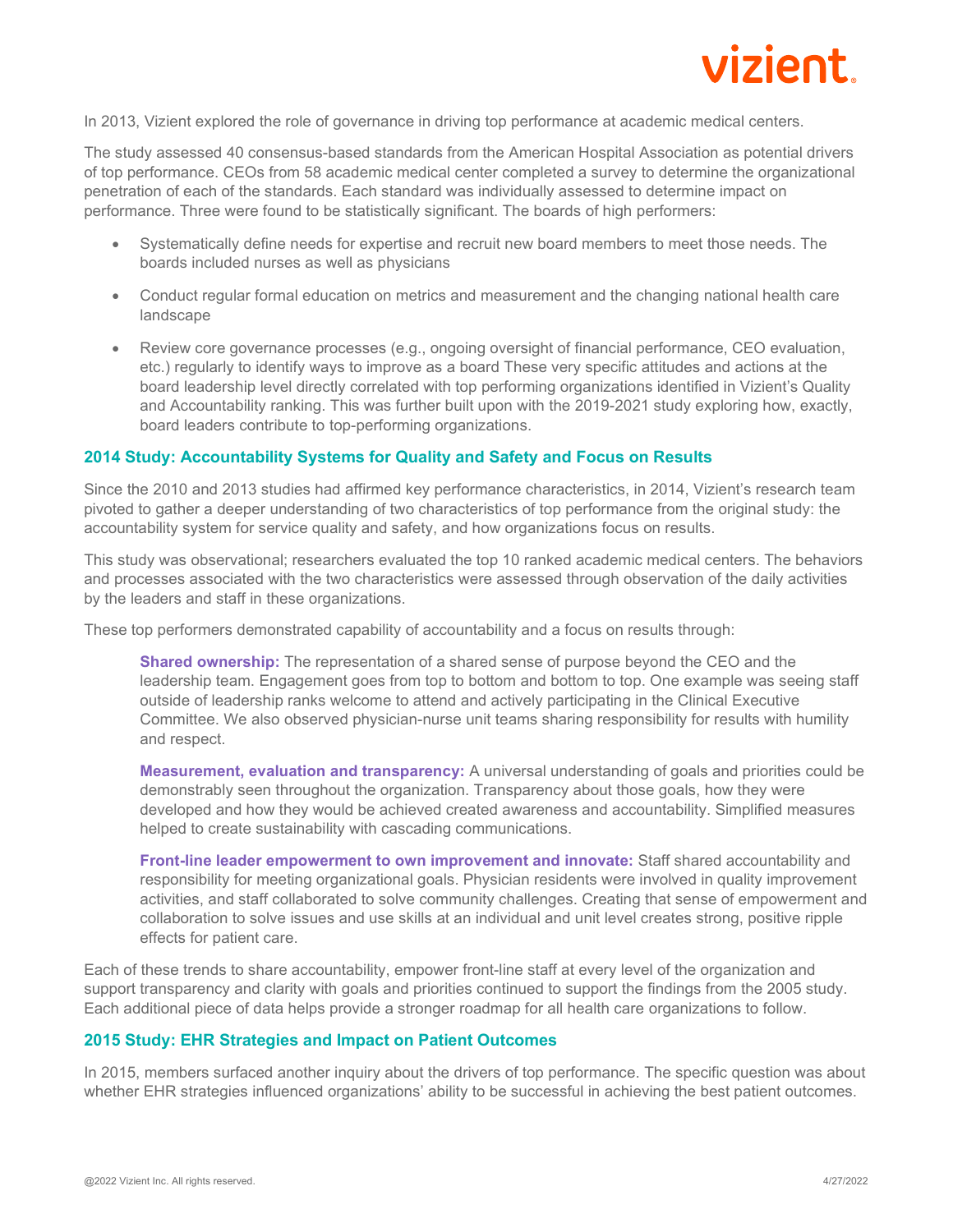In 2013, Vizient explored the role of governance in driving top performance at academic medical centers.

The study assessed 40 consensus-based standards from the American Hospital Association as potential drivers of top performance. CEOs from 58 academic medical center completed a survey to determine the organizational penetration of each of the standards. Each standard was individually assessed to determine impact on performance. Three were found to be statistically significant. The boards of high performers:

- Systematically define needs for expertise and recruit new board members to meet those needs. The boards included nurses as well as physicians
- Conduct regular formal education on metrics and measurement and the changing national health care landscape
- Review core governance processes (e.g., ongoing oversight of financial performance, CEO evaluation, etc.) regularly to identify ways to improve as a board These very specific attitudes and actions at the board leadership level directly correlated with top performing organizations identified in Vizient's Quality and Accountability ranking. This was further built upon with the 2019-2021 study exploring how, exactly, board leaders contribute to top-performing organizations.

### 2014 Study: Accountability Systems for Quality and Safety and Focus on Results

Since the 2010 and 2013 studies had affirmed key performance characteristics, in 2014, Vizient's research team pivoted to gather a deeper understanding of two characteristics of top performance from the original study: the accountability system for service quality and safety, and how organizations focus on results.

This study was observational; researchers evaluated the top 10 ranked academic medical centers. The behaviors and processes associated with the two characteristics were assessed through observation of the daily activities by the leaders and staff in these organizations.

These top performers demonstrated capability of accountability and a focus on results through:

**Shared ownership:** The representation of a shared sense of purpose beyond the CEO and the leadership team. Engagement goes from top to bottom and bottom to top. One example was seeing staff outside of leadership ranks welcome to attend and actively participating in the Clinical Executive Committee. We also observed physician-nurse unit teams sharing responsibility for results with humility and respect.

**Measurement, evaluation and transparency:** A universal understanding of goals and priorities could be demonstrably seen throughout the organization. Transparency about those goals, how they were developed and how they would be achieved created awareness and accountability. Simplified measures helped to create sustainability with cascading communications.

**Front-line leader empowerment to own improvement and innovate:** Staff shared accountability and responsibility for meeting organizational goals. Physician residents were involved in quality improvement activities, and staff collaborated to solve community challenges. Creating that sense of empowerment and collaboration to solve issues and use skills at an individual and unit level creates strong, positive ripple effects for patient care.

Each of these trends to share accountability, empower front-line staff at every level of the organization and support transparency and clarity with goals and priorities continued to support the findings from the 2005 study. Each additional piece of data helps provide a stronger roadmap for all health care organizations to follow.

### 2015 Study: EHR Strategies and Impact on Patient Outcomes

In 2015, members surfaced another inquiry about the drivers of top performance. The specific question was about whether EHR strategies influenced organizations' ability to be successful in achieving the best patient outcomes.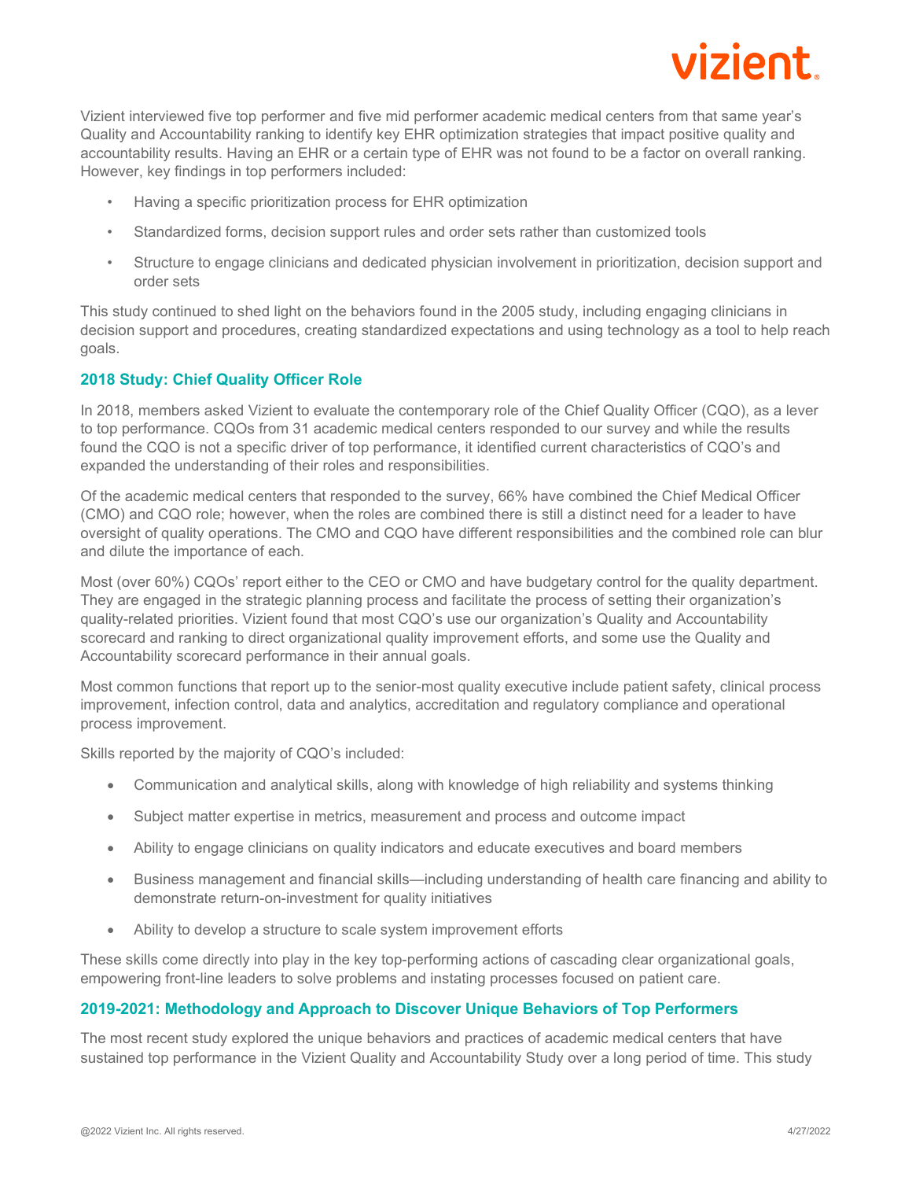Vizient interviewed five top performer and five mid performer academic medical centers from that same year's Quality and Accountability ranking to identify key EHR optimization strategies that impact positive quality and accountability results. Having an EHR or a certain type of EHR was not found to be a factor on overall ranking. However, key findings in top performers included:

- Having a specific prioritization process for EHR optimization
- Standardized forms, decision support rules and order sets rather than customized tools
- Structure to engage clinicians and dedicated physician involvement in prioritization, decision support and order sets

This study continued to shed light on the behaviors found in the 2005 study, including engaging clinicians in decision support and procedures, creating standardized expectations and using technology as a tool to help reach goals.

### 2018 Study: Chief Quality Officer Role

In 2018, members asked Vizient to evaluate the contemporary role of the Chief Quality Officer (CQO), as a lever to top performance. CQOs from 31 academic medical centers responded to our survey and while the results found the CQO is not a specific driver of top performance, it identified current characteristics of CQO's and expanded the understanding of their roles and responsibilities.

Of the academic medical centers that responded to the survey, 66% have combined the Chief Medical Officer (CMO) and CQO role; however, when the roles are combined there is still a distinct need for a leader to have oversight of quality operations. The CMO and CQO have different responsibilities and the combined role can blur and dilute the importance of each.

Most (over 60%) CQOs' report either to the CEO or CMO and have budgetary control for the quality department. They are engaged in the strategic planning process and facilitate the process of setting their organization's quality-related priorities. Vizient found that most CQO's use our organization's Quality and Accountability scorecard and ranking to direct organizational quality improvement efforts, and some use the Quality and Accountability scorecard performance in their annual goals.

Most common functions that report up to the senior-most quality executive include patient safety, clinical process improvement, infection control, data and analytics, accreditation and regulatory compliance and operational process improvement.

Skills reported by the majority of CQO's included:

- Communication and analytical skills, along with knowledge of high reliability and systems thinking
- Subject matter expertise in metrics, measurement and process and outcome impact
- Ability to engage clinicians on quality indicators and educate executives and board members
- Business management and financial skills—including understanding of health care financing and ability to demonstrate return-on-investment for quality initiatives
- Ability to develop a structure to scale system improvement efforts

These skills come directly into play in the key top-performing actions of cascading clear organizational goals, empowering front-line leaders to solve problems and instating processes focused on patient care.

### 2019-2021: Methodology and Approach to Discover Unique Behaviors of Top Performers

The most recent study explored the unique behaviors and practices of academic medical centers that have sustained top performance in the Vizient Quality and Accountability Study over a long period of time. This study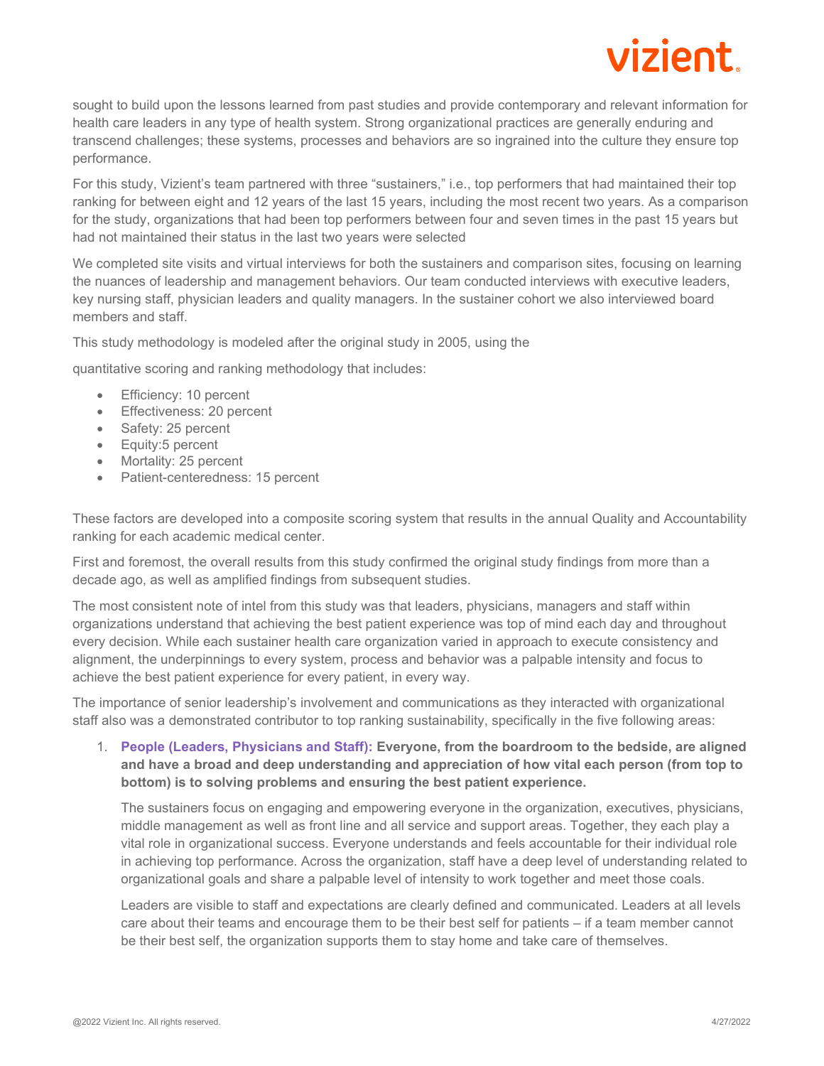sought to build upon the lessons learned from past studies and provide contemporary and relevant information for health care leaders in any type of health system. Strong organizational practices are generally enduring and transcend challenges; these systems, processes and behaviors are so ingrained into the culture they ensure top performance.

For this study, Vizient's team partnered with three "sustainers," i.e., top performers that had maintained their top ranking for between eight and 12 years of the last 15 years, including the most recent two years. As a comparison for the study, organizations that had been top performers between four and seven times in the past 15 years but had not maintained their status in the last two years were selected

We completed site visits and virtual interviews for both the sustainers and comparison sites, focusing on learning the nuances of leadership and management behaviors. Our team conducted interviews with executive leaders, key nursing staff, physician leaders and quality managers. In the sustainer cohort we also interviewed board members and staff.

This study methodology is modeled after the original study in 2005, using the

quantitative scoring and ranking methodology that includes:

- Efficiency: 10 percent
- Effectiveness: 20 percent
- Safety: 25 percent
- Equity:5 percent
- Mortality: 25 percent
- Patient-centeredness: 15 percent

These factors are developed into a composite scoring system that results in the annual Quality and Accountability ranking for each academic medical center.

First and foremost, the overall results from this study confirmed the original study findings from more than a decade ago, as well as amplified findings from subsequent studies.

The most consistent note of intel from this study was that leaders, physicians, managers and staff within organizations understand that achieving the best patient experience was top of mind each day and throughout every decision. While each sustainer health care organization varied in approach to execute consistency and alignment, the underpinnings to every system, process and behavior was a palpable intensity and focus to achieve the best patient experience for every patient, in every way.

The importance of senior leadership's involvement and communications as they interacted with organizational staff also was a demonstrated contributor to top ranking sustainability, specifically in the five following areas:

1. **People (Leaders, Physicians and Staff): Everyone, from the boardroom to the bedside, are aligned and have a broad and deep understanding and appreciation of how vital each person (from top to bottom) is to solving problems and ensuring the best patient experience.**

   The sustainers focus on engaging and empowering everyone in the organization, executives, physicians, middle management as well as front line and all service and support areas. Together, they each play a vital role in organizational success. Everyone understands and feels accountable for their individual role in achieving top performance. Across the organization, staff have a deep level of understanding related to organizational goals and share a palpable level of intensity to work together and meet those coals.

   Leaders are visible to staff and expectations are clearly defined and communicated. Leaders at all levels care about their teams and encourage them to be their best self for patients – if a team member cannot be their best self, the organization supports them to stay home and take care of themselves.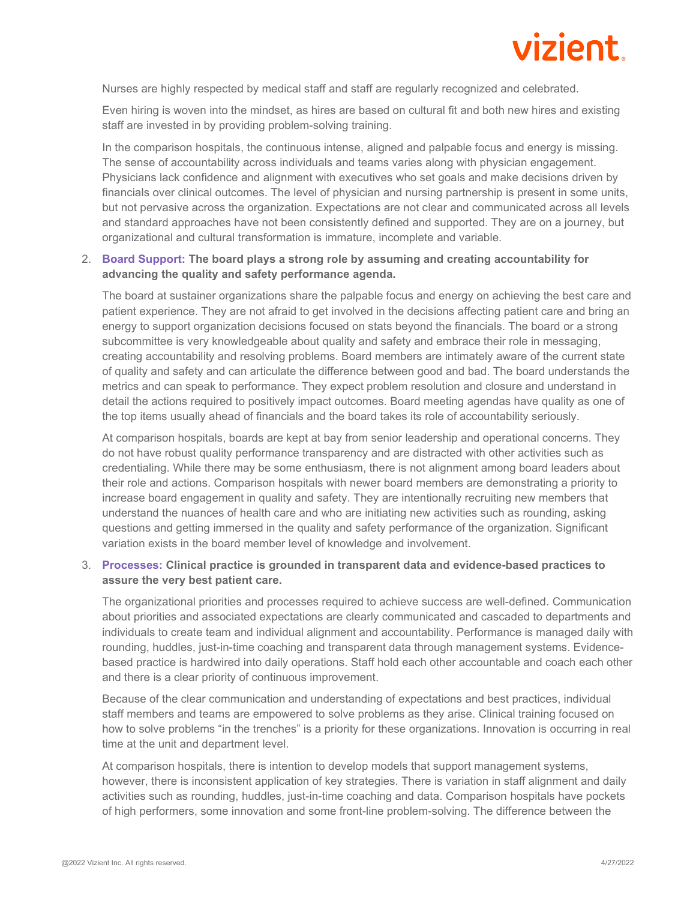Nurses are highly respected by medical staff and staff are regularly recognized and celebrated.

Even hiring is woven into the mindset, as hires are based on cultural fit and both new hires and existing staff are invested in by providing problem-solving training.

In the comparison hospitals, the continuous intense, aligned and palpable focus and energy is missing. The sense of accountability across individuals and teams varies along with physician engagement. Physicians lack confidence and alignment with executives who set goals and make decisions driven by financials over clinical outcomes. The level of physician and nursing partnership is present in some units, but not pervasive across the organization. Expectations are not clear and communicated across all levels and standard approaches have not been consistently defined and supported. They are on a journey, but organizational and cultural transformation is immature, incomplete and variable.

2. **Board Support: The board plays a strong role by assuming and creating accountability for advancing the quality and safety performance agenda.**

   The board at sustainer organizations share the palpable focus and energy on achieving the best care and patient experience. They are not afraid to get involved in the decisions affecting patient care and bring an energy to support organization decisions focused on stats beyond the financials. The board or a strong subcommittee is very knowledgeable about quality and safety and embrace their role in messaging, creating accountability and resolving problems. Board members are intimately aware of the current state of quality and safety and can articulate the difference between good and bad. The board understands the metrics and can speak to performance. They expect problem resolution and closure and understand in detail the actions required to positively impact outcomes. Board meeting agendas have quality as one of the top items usually ahead of financials and the board takes its role of accountability seriously.

   At comparison hospitals, boards are kept at bay from senior leadership and operational concerns. They do not have robust quality performance transparency and are distracted with other activities such as credentialing. While there may be some enthusiasm, there is not alignment among board leaders about their role and actions. Comparison hospitals with newer board members are demonstrating a priority to increase board engagement in quality and safety. They are intentionally recruiting new members that understand the nuances of health care and who are initiating new activities such as rounding, asking questions and getting immersed in the quality and safety performance of the organization. Significant variation exists in the board member level of knowledge and involvement.

3. **Processes: Clinical practice is grounded in transparent data and evidence-based practices to assure the very best patient care.**

   The organizational priorities and processes required to achieve success are well-defined. Communication about priorities and associated expectations are clearly communicated and cascaded to departments and individuals to create team and individual alignment and accountability. Performance is managed daily with rounding, huddles, just-in-time coaching and transparent data through management systems. Evidence-based practice is hardwired into daily operations. Staff hold each other accountable and coach each other and there is a clear priority of continuous improvement.

   Because of the clear communication and understanding of expectations and best practices, individual staff members and teams are empowered to solve problems as they arise. Clinical training focused on how to solve problems "in the trenches" is a priority for these organizations. Innovation is occurring in real time at the unit and department level.

   At comparison hospitals, there is intention to develop models that support management systems, however, there is inconsistent application of key strategies. There is variation in staff alignment and daily activities such as rounding, huddles, just-in-time coaching and data. Comparison hospitals have pockets of high performers, some innovation and some front-line problem-solving. The difference between the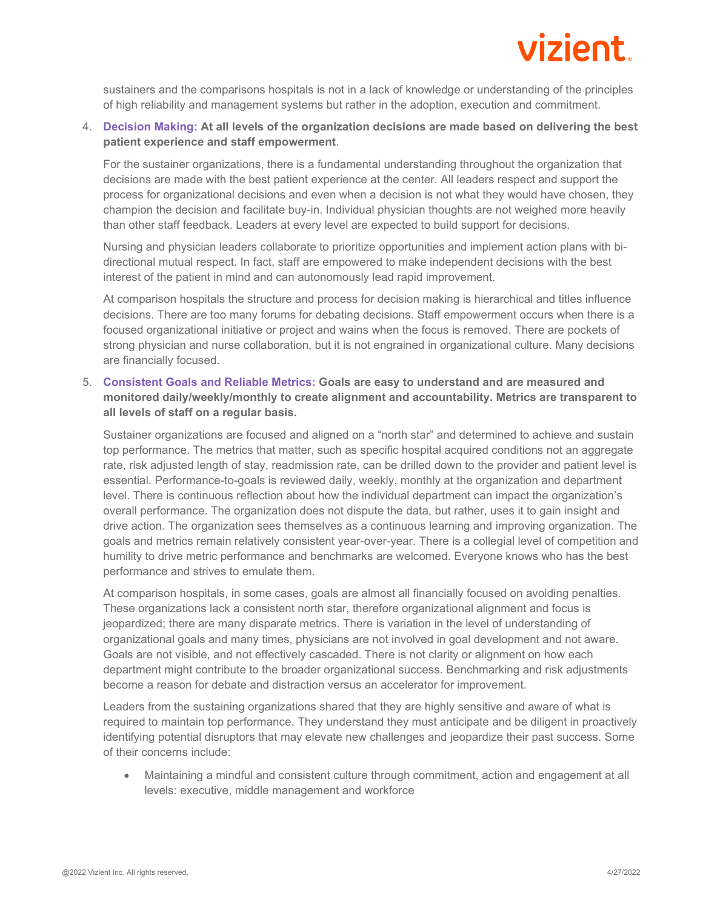sustainers and the comparisons hospitals is not in a lack of knowledge or understanding of the principles of high reliability and management systems but rather in the adoption, execution and commitment.

4. **Decision Making: At all levels of the organization decisions are made based on delivering the best patient experience and staff empowerment**.

   For the sustainer organizations, there is a fundamental understanding throughout the organization that decisions are made with the best patient experience at the center. All leaders respect and support the process for organizational decisions and even when a decision is not what they would have chosen, they champion the decision and facilitate buy-in. Individual physician thoughts are not weighed more heavily than other staff feedback. Leaders at every level are expected to build support for decisions.

   Nursing and physician leaders collaborate to prioritize opportunities and implement action plans with bi-directional mutual respect. In fact, staff are empowered to make independent decisions with the best interest of the patient in mind and can autonomously lead rapid improvement.

   At comparison hospitals the structure and process for decision making is hierarchical and titles influence decisions. There are too many forums for debating decisions. Staff empowerment occurs when there is a focused organizational initiative or project and wains when the focus is removed. There are pockets of strong physician and nurse collaboration, but it is not engrained in organizational culture. Many decisions are financially focused.

5. **Consistent Goals and Reliable Metrics: Goals are easy to understand and are measured and monitored daily/weekly/monthly to create alignment and accountability. Metrics are transparent to all levels of staff on a regular basis.**

   Sustainer organizations are focused and aligned on a "north star" and determined to achieve and sustain top performance. The metrics that matter, such as specific hospital acquired conditions not an aggregate rate, risk adjusted length of stay, readmission rate, can be drilled down to the provider and patient level is essential. Performance-to-goals is reviewed daily, weekly, monthly at the organization and department level. There is continuous reflection about how the individual department can impact the organization's overall performance. The organization does not dispute the data, but rather, uses it to gain insight and drive action. The organization sees themselves as a continuous learning and improving organization. The goals and metrics remain relatively consistent year-over-year. There is a collegial level of competition and humility to drive metric performance and benchmarks are welcomed. Everyone knows who has the best performance and strives to emulate them.

   At comparison hospitals, in some cases, goals are almost all financially focused on avoiding penalties. These organizations lack a consistent north star, therefore organizational alignment and focus is jeopardized; there are many disparate metrics. There is variation in the level of understanding of organizational goals and many times, physicians are not involved in goal development and not aware. Goals are not visible, and not effectively cascaded. There is not clarity or alignment on how each department might contribute to the broader organizational success. Benchmarking and risk adjustments become a reason for debate and distraction versus an accelerator for improvement.

   Leaders from the sustaining organizations shared that they are highly sensitive and aware of what is required to maintain top performance. They understand they must anticipate and be diligent in proactively identifying potential disruptors that may elevate new challenges and jeopardize their past success. Some of their concerns include:

   - Maintaining a mindful and consistent culture through commitment, action and engagement at all levels: executive, middle management and workforce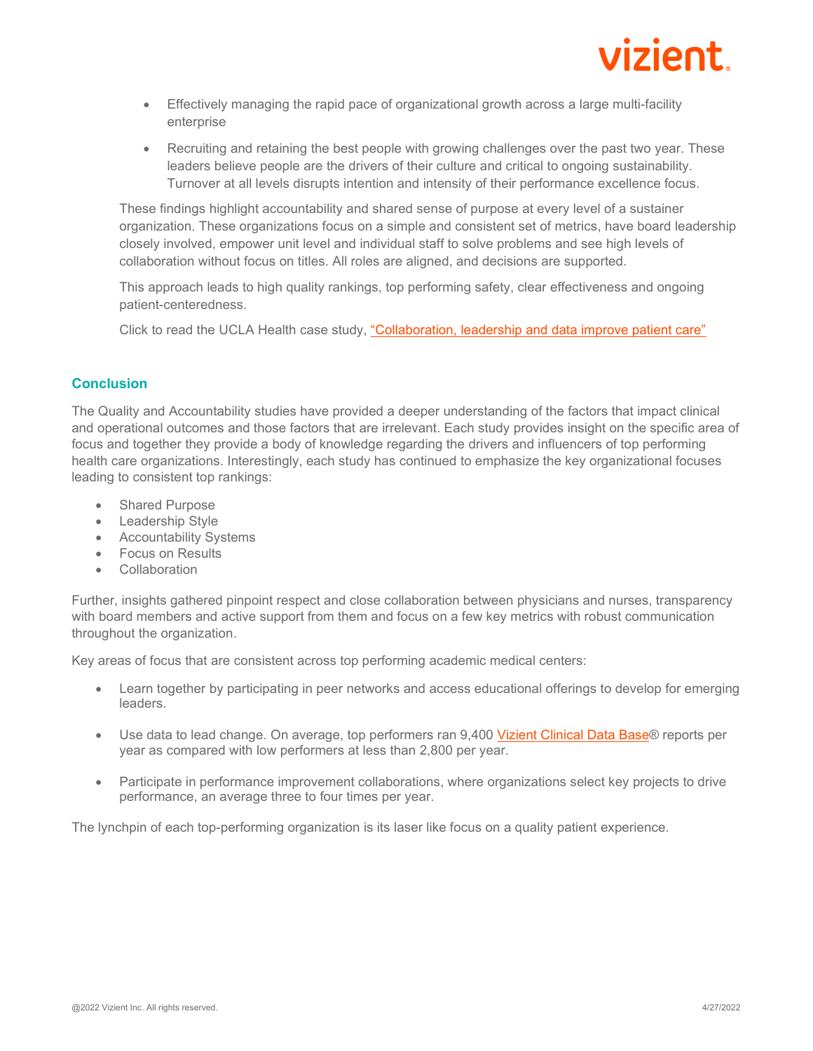- Effectively managing the rapid pace of organizational growth across a large multi-facility enterprise
- Recruiting and retaining the best people with growing challenges over the past two year. These leaders believe people are the drivers of their culture and critical to ongoing sustainability. Turnover at all levels disrupts intention and intensity of their performance excellence focus.

These findings highlight accountability and shared sense of purpose at every level of a sustainer organization. These organizations focus on a simple and consistent set of metrics, have board leadership closely involved, empower unit level and individual staff to solve problems and see high levels of collaboration without focus on titles. All roles are aligned, and decisions are supported.

This approach leads to high quality rankings, top performing safety, clear effectiveness and ongoing patient-centeredness.

Click to read the UCLA Health case study, "Collaboration, leadership and data improve patient care"

## Conclusion

The Quality and Accountability studies have provided a deeper understanding of the factors that impact clinical and operational outcomes and those factors that are irrelevant. Each study provides insight on the specific area of focus and together they provide a body of knowledge regarding the drivers and influencers of top performing health care organizations. Interestingly, each study has continued to emphasize the key organizational focuses leading to consistent top rankings:

- Shared Purpose
- Leadership Style
- Accountability Systems
- Focus on Results
- Collaboration

Further, insights gathered pinpoint respect and close collaboration between physicians and nurses, transparency with board members and active support from them and focus on a few key metrics with robust communication throughout the organization.

Key areas of focus that are consistent across top performing academic medical centers:

- Learn together by participating in peer networks and access educational offerings to develop for emerging leaders.
- Use data to lead change. On average, top performers ran 9,400 Vizient Clinical Data Base® reports per year as compared with low performers at less than 2,800 per year.
- Participate in performance improvement collaborations, where organizations select key projects to drive performance, an average three to four times per year.

The lynchpin of each top-performing organization is its laser like focus on a quality patient experience.